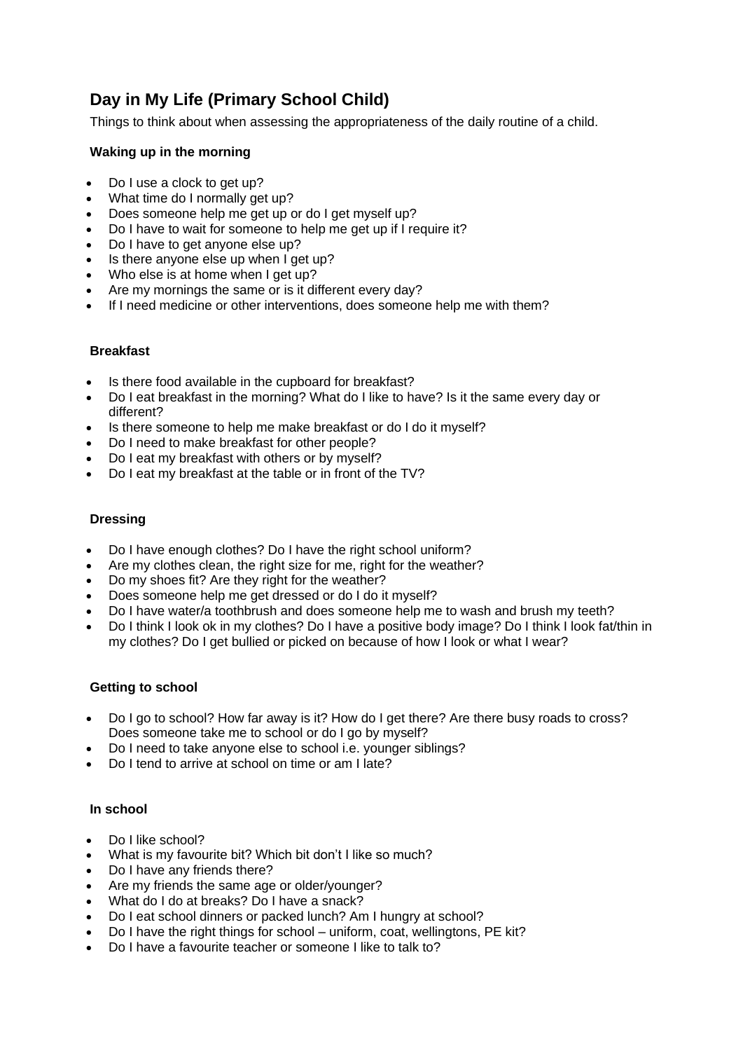# Day in My Life (Primary School Child)

Things to think about when assessing the appropriateness of the daily routine of a child.

### Waking up in the morning

- Do I use a clock to get up?
- What time do I normally get up?
- Does someone help me get up or do I get myself up?
- Do I have to wait for someone to help me get up if I require it?
- Do I have to get anyone else up?
- Is there anyone else up when I get up?
- Who else is at home when I get up?
- Are my mornings the same or is it different every day?
- If I need medicine or other interventions, does someone help me with them?

### Breakfast

- Is there food available in the cupboard for breakfast?
- Do I eat breakfast in the morning? What do I like to have? Is it the same every day or different?
- Is there someone to help me make breakfast or do I do it myself?
- Do I need to make breakfast for other people?
- Do I eat my breakfast with others or by myself?
- Do I eat my breakfast at the table or in front of the TV?

### Dressing

- Do I have enough clothes? Do I have the right school uniform?
- Are my clothes clean, the right size for me, right for the weather?
- Do my shoes fit? Are they right for the weather?
- Does someone help me get dressed or do I do it myself?
- Do I have water/a toothbrush and does someone help me to wash and brush my teeth?
- Do I think I look ok in my clothes? Do I have a positive body image? Do I think I look fat/thin in my clothes? Do I get bullied or picked on because of how I look or what I wear?

### Getting to school

- Do I go to school? How far away is it? How do I get there? Are there busy roads to cross? Does someone take me to school or do I go by myself?
- Do I need to take anyone else to school i.e. younger siblings?
- Do I tend to arrive at school on time or am I late?

### In school

- Do I like school?
- What is my favourite bit? Which bit don't I like so much?
- Do I have any friends there?
- Are my friends the same age or older/younger?
- What do I do at breaks? Do I have a snack?
- Do I eat school dinners or packed lunch? Am I hungry at school?
- Do I have the right things for school – uniform, coat, wellingtons, PE kit?
- Do I have a favourite teacher or someone I like to talk to?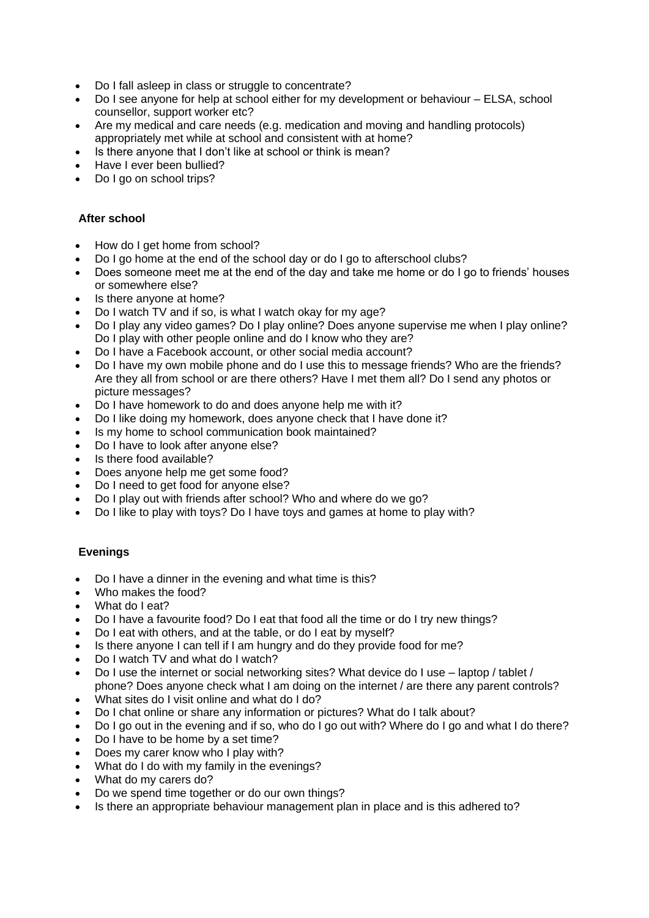- Do I fall asleep in class or struggle to concentrate?
- Do I see anyone for help at school either for my development or behaviour – ELSA, school counsellor, support worker etc?
- Are my medical and care needs (e.g. medication and moving and handling protocols) appropriately met while at school and consistent with at home?
- Is there anyone that I don't like at school or think is mean?
- Have I ever been bullied?
- Do I go on school trips?

**After school**

- How do I get home from school?
- Do I go home at the end of the school day or do I go to afterschool clubs?
- Does someone meet me at the end of the day and take me home or do I go to friends' houses or somewhere else?
- Is there anyone at home?
- Do I watch TV and if so, is what I watch okay for my age?
- Do I play any video games? Do I play online? Does anyone supervise me when I play online? Do I play with other people online and do I know who they are?
- Do I have a Facebook account, or other social media account?
- Do I have my own mobile phone and do I use this to message friends? Who are the friends? Are they all from school or are there others? Have I met them all? Do I send any photos or picture messages?
- Do I have homework to do and does anyone help me with it?
- Do I like doing my homework, does anyone check that I have done it?
- Is my home to school communication book maintained?
- Do I have to look after anyone else?
- Is there food available?
- Does anyone help me get some food?
- Do I need to get food for anyone else?
- Do I play out with friends after school? Who and where do we go?
- Do I like to play with toys? Do I have toys and games at home to play with?

**Evenings**

- Do I have a dinner in the evening and what time is this?
- Who makes the food?
- What do I eat?
- Do I have a favourite food? Do I eat that food all the time or do I try new things?
- Do I eat with others, and at the table, or do I eat by myself?
- Is there anyone I can tell if I am hungry and do they provide food for me?
- Do I watch TV and what do I watch?
- Do I use the internet or social networking sites? What device do I use – laptop / tablet / phone? Does anyone check what I am doing on the internet / are there any parent controls?
- What sites do I visit online and what do I do?
- Do I chat online or share any information or pictures? What do I talk about?
- Do I go out in the evening and if so, who do I go out with? Where do I go and what I do there?
- Do I have to be home by a set time?
- Does my carer know who I play with?
- What do I do with my family in the evenings?
- What do my carers do?
- Do we spend time together or do our own things?
- Is there an appropriate behaviour management plan in place and is this adhered to?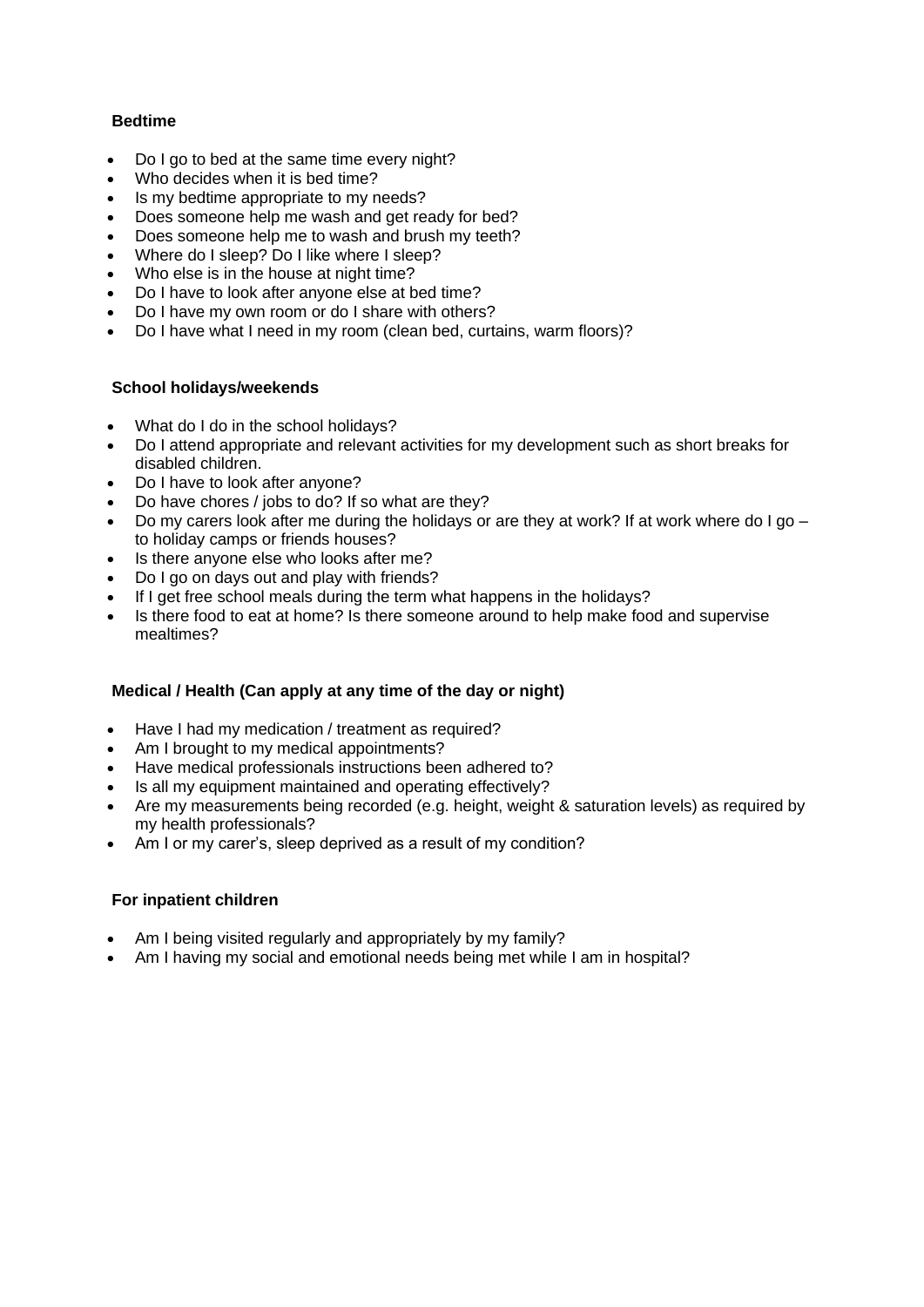**Bedtime**

- Do I go to bed at the same time every night?
- Who decides when it is bed time?
- Is my bedtime appropriate to my needs?
- Does someone help me wash and get ready for bed?
- Does someone help me to wash and brush my teeth?
- Where do I sleep? Do I like where I sleep?
- Who else is in the house at night time?
- Do I have to look after anyone else at bed time?
- Do I have my own room or do I share with others?
- Do I have what I need in my room (clean bed, curtains, warm floors)?

**School holidays/weekends**

- What do I do in the school holidays?
- Do I attend appropriate and relevant activities for my development such as short breaks for disabled children.
- Do I have to look after anyone?
- Do have chores / jobs to do? If so what are they?
- Do my carers look after me during the holidays or are they at work? If at work where do I go – to holiday camps or friends houses?
- Is there anyone else who looks after me?
- Do I go on days out and play with friends?
- If I get free school meals during the term what happens in the holidays?
- Is there food to eat at home? Is there someone around to help make food and supervise mealtimes?

**Medical / Health (Can apply at any time of the day or night)**

- Have I had my medication / treatment as required?
- Am I brought to my medical appointments?
- Have medical professionals instructions been adhered to?
- Is all my equipment maintained and operating effectively?
- Are my measurements being recorded (e.g. height, weight & saturation levels) as required by my health professionals?
- Am I or my carer's, sleep deprived as a result of my condition?

**For inpatient children**

- Am I being visited regularly and appropriately by my family?
- Am I having my social and emotional needs being met while I am in hospital?